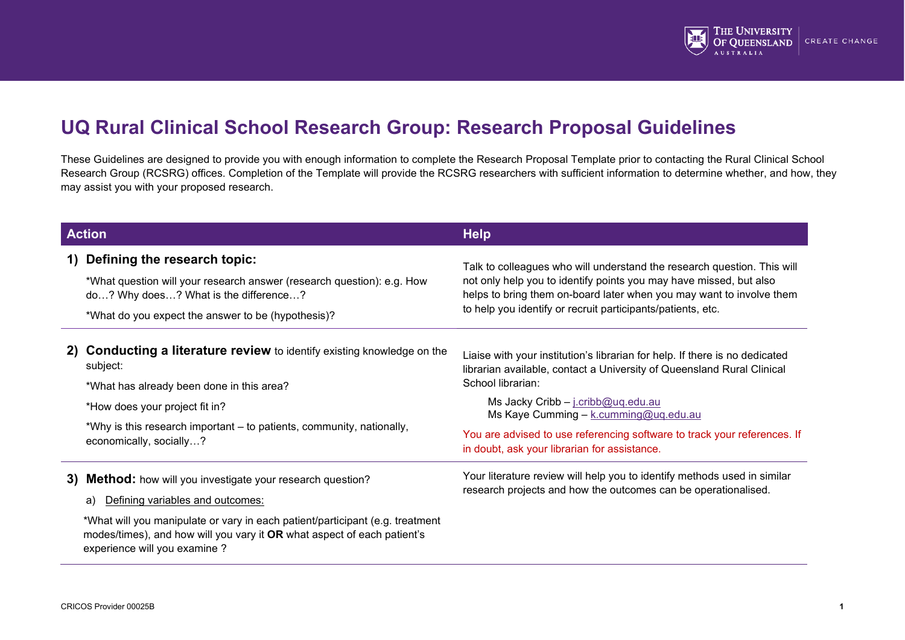# UQ Rural Clinical School Research Group: Research Proposal Guidelines

These Guidelines are designed to provide you with enough information to complete the Research Proposal Template prior to contacting the Rural Clinical School Research Group (RCSRG) offices. Completion of the Template will provide the RCSRG researchers with sufficient information to determine whether, and how, they may assist you with your proposed research.

| Action | Help |
| --- | --- |
| **1) Defining the research topic:**<br><br>*What question will your research answer (research question): e.g. How do…? Why does…? What is the difference…?<br><br>*What do you expect the answer to be (hypothesis)? | Talk to colleagues who will understand the research question. This will not only help you to identify points you may have missed, but also helps to bring them on-board later when you may want to involve them to help you identify or recruit participants/patients, etc. |
| **2) Conducting a literature review** to identify existing knowledge on the subject:<br><br>*What has already been done in this area?<br><br>*How does your project fit in?<br><br>*Why is this research important – to patients, community, nationally, economically, socially…? | Liaise with your institution's librarian for help. If there is no dedicated librarian available, contact a University of Queensland Rural Clinical School librarian:<br><br>Ms Jacky Cribb – j.cribb@uq.edu.au<br>Ms Kaye Cumming – k.cumming@uq.edu.au<br><br>You are advised to use referencing software to track your references. If in doubt, ask your librarian for assistance. |
| **3) Method:** how will you investigate your research question?<br><br>a) Defining variables and outcomes:<br><br>*What will you manipulate or vary in each patient/participant (e.g. treatment modes/times), and how will you vary it **OR** what aspect of each patient's experience will you examine ? | Your literature review will help you to identify methods used in similar research projects and how the outcomes can be operationalised. |

CRICOS Provider 00025B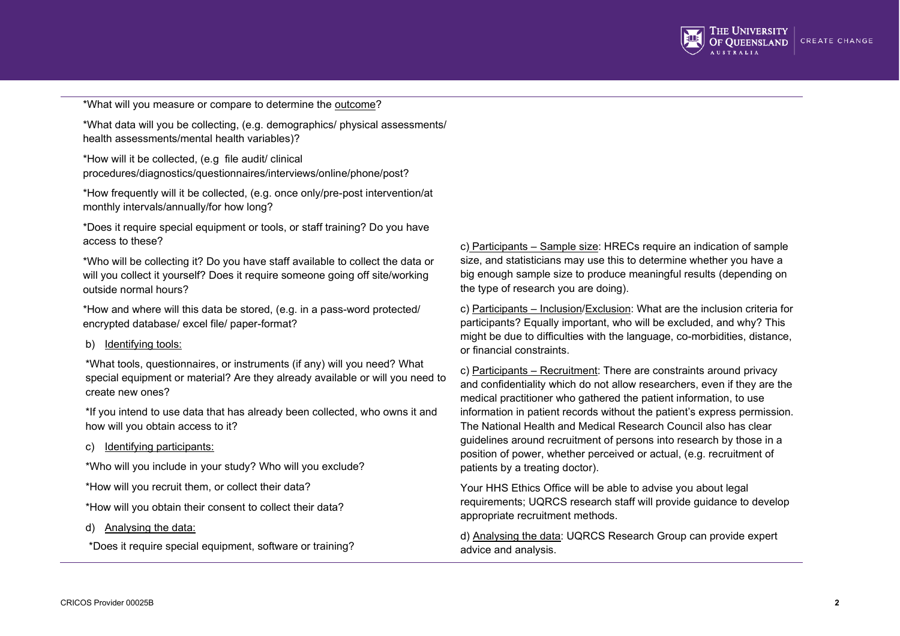*What will you measure or compare to determine the outcome?

*What data will you be collecting, (e.g. demographics/ physical assessments/ health assessments/mental health variables)?

*How will it be collected, (e.g file audit/ clinical procedures/diagnostics/questionnaires/interviews/online/phone/post?

*How frequently will it be collected, (e.g. once only/pre-post intervention/at monthly intervals/annually/for how long?

*Does it require special equipment or tools, or staff training? Do you have access to these?

*Who will be collecting it? Do you have staff available to collect the data or will you collect it yourself? Does it require someone going off site/working outside normal hours?

*How and where will this data be stored, (e.g. in a pass-word protected/ encrypted database/ excel file/ paper-format?

b) Identifying tools:

*What tools, questionnaires, or instruments (if any) will you need? What special equipment or material? Are they already available or will you need to create new ones?

*If you intend to use data that has already been collected, who owns it and how will you obtain access to it?

c) Identifying participants:

*Who will you include in your study? Who will you exclude?

*How will you recruit them, or collect their data?

*How will you obtain their consent to collect their data?

d) Analysing the data:

*Does it require special equipment, software or training?

c) Participants – Sample size: HRECs require an indication of sample size, and statisticians may use this to determine whether you have a big enough sample size to produce meaningful results (depending on the type of research you are doing).

c) Participants – Inclusion/Exclusion: What are the inclusion criteria for participants? Equally important, who will be excluded, and why? This might be due to difficulties with the language, co-morbidities, distance, or financial constraints.

c) Participants – Recruitment: There are constraints around privacy and confidentiality which do not allow researchers, even if they are the medical practitioner who gathered the patient information, to use information in patient records without the patient's express permission. The National Health and Medical Research Council also has clear guidelines around recruitment of persons into research by those in a position of power, whether perceived or actual, (e.g. recruitment of patients by a treating doctor).

Your HHS Ethics Office will be able to advise you about legal requirements; UQRCS research staff will provide guidance to develop appropriate recruitment methods.

d) Analysing the data: UQRCS Research Group can provide expert advice and analysis.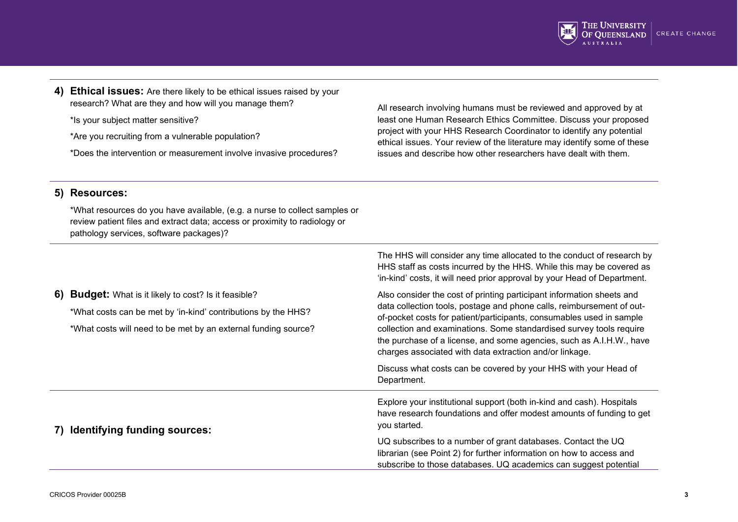| | |
|---|---|
| **4) Ethical issues:** Are there likely to be ethical issues raised by your research? What are they and how will you manage them?<br><br>*Is your subject matter sensitive?<br><br>*Are you recruiting from a vulnerable population?<br><br>*Does the intervention or measurement involve invasive procedures? | All research involving humans must be reviewed and approved by at least one Human Research Ethics Committee. Discuss your proposed project with your HHS Research Coordinator to identify any potential ethical issues. Your review of the literature may identify some of these issues and describe how other researchers have dealt with them. |
| **5) Resources:**<br><br>*What resources do you have available, (e.g. a nurse to collect samples or review patient files and extract data; access or proximity to radiology or pathology services, software packages)? | |
| **6) Budget:** What is it likely to cost? Is it feasible?<br><br>*What costs can be met by 'in-kind' contributions by the HHS?<br><br>*What costs will need to be met by an external funding source? | The HHS will consider any time allocated to the conduct of research by HHS staff as costs incurred by the HHS. While this may be covered as 'in-kind' costs, it will need prior approval by your Head of Department.<br><br>Also consider the cost of printing participant information sheets and data collection tools, postage and phone calls, reimbursement of out-of-pocket costs for patient/participants, consumables used in sample collection and examinations. Some standardised survey tools require the purchase of a license, and some agencies, such as A.I.H.W., have charges associated with data extraction and/or linkage.<br><br>Discuss what costs can be covered by your HHS with your Head of Department. |
| **7) Identifying funding sources:** | Explore your institutional support (both in-kind and cash). Hospitals have research foundations and offer modest amounts of funding to get you started.<br><br>UQ subscribes to a number of grant databases. Contact the UQ librarian (see Point 2) for further information on how to access and subscribe to those databases. UQ academics can suggest potential |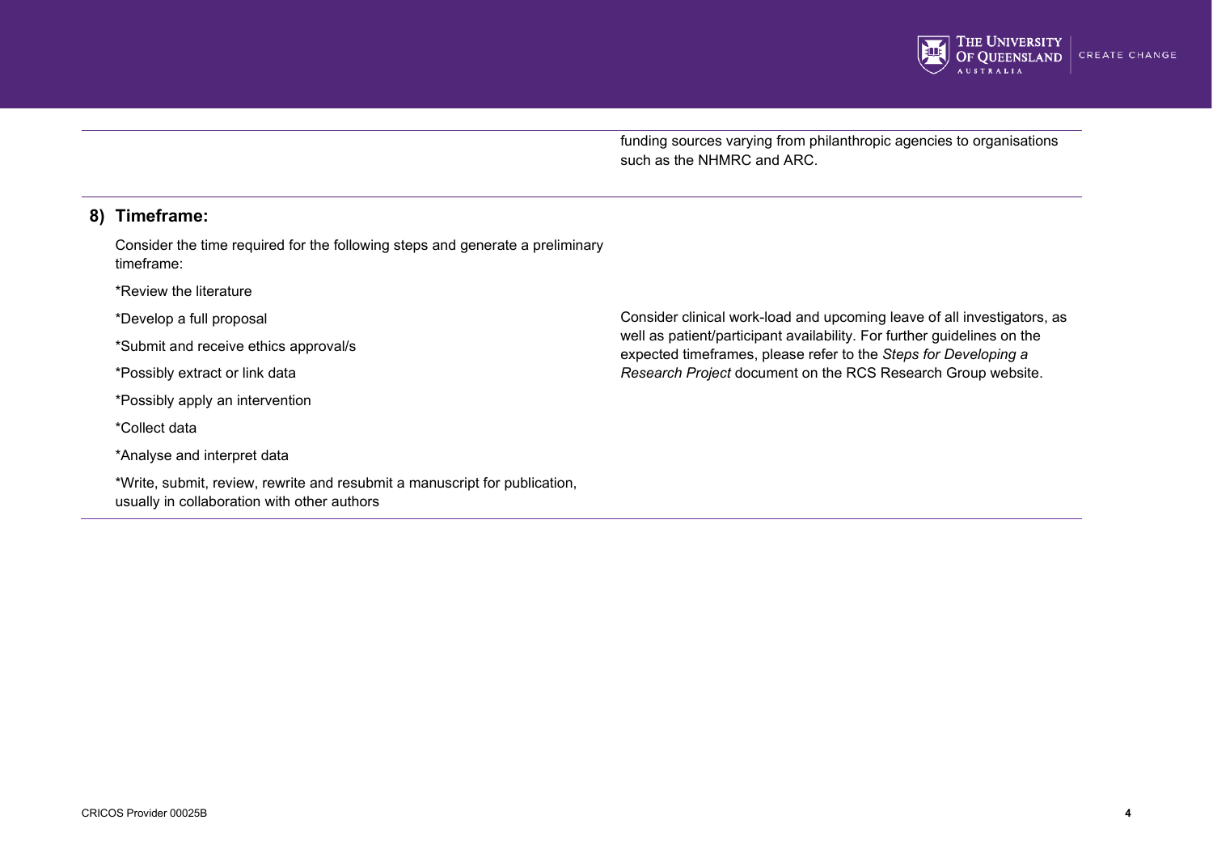| | |
|---|---|
| | funding sources varying from philanthropic agencies to organisations such as the NHMRC and ARC. |
| **8) Timeframe:**<br><br>Consider the time required for the following steps and generate a preliminary timeframe:<br><br>*Review the literature<br><br>*Develop a full proposal<br><br>*Submit and receive ethics approval/s<br><br>*Possibly extract or link data<br><br>*Possibly apply an intervention<br><br>*Collect data<br><br>*Analyse and interpret data<br><br>*Write, submit, review, rewrite and resubmit a manuscript for publication, usually in collaboration with other authors | Consider clinical work-load and upcoming leave of all investigators, as well as patient/participant availability. For further guidelines on the expected timeframes, please refer to the *Steps for Developing a Research Project* document on the RCS Research Group website. |